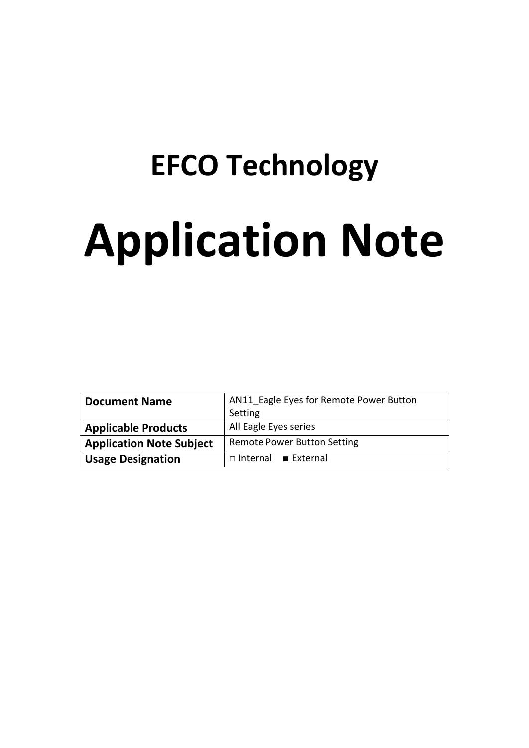# EFCO Technology

# Application Note

| Document Name | AN11_Eagle Eyes for Remote Power Button Setting |
|---|---|
| **Applicable Products** | All Eagle Eyes series |
| **Application Note Subject** | Remote Power Button Setting |
| **Usage Designation** | □ Internal ■ External |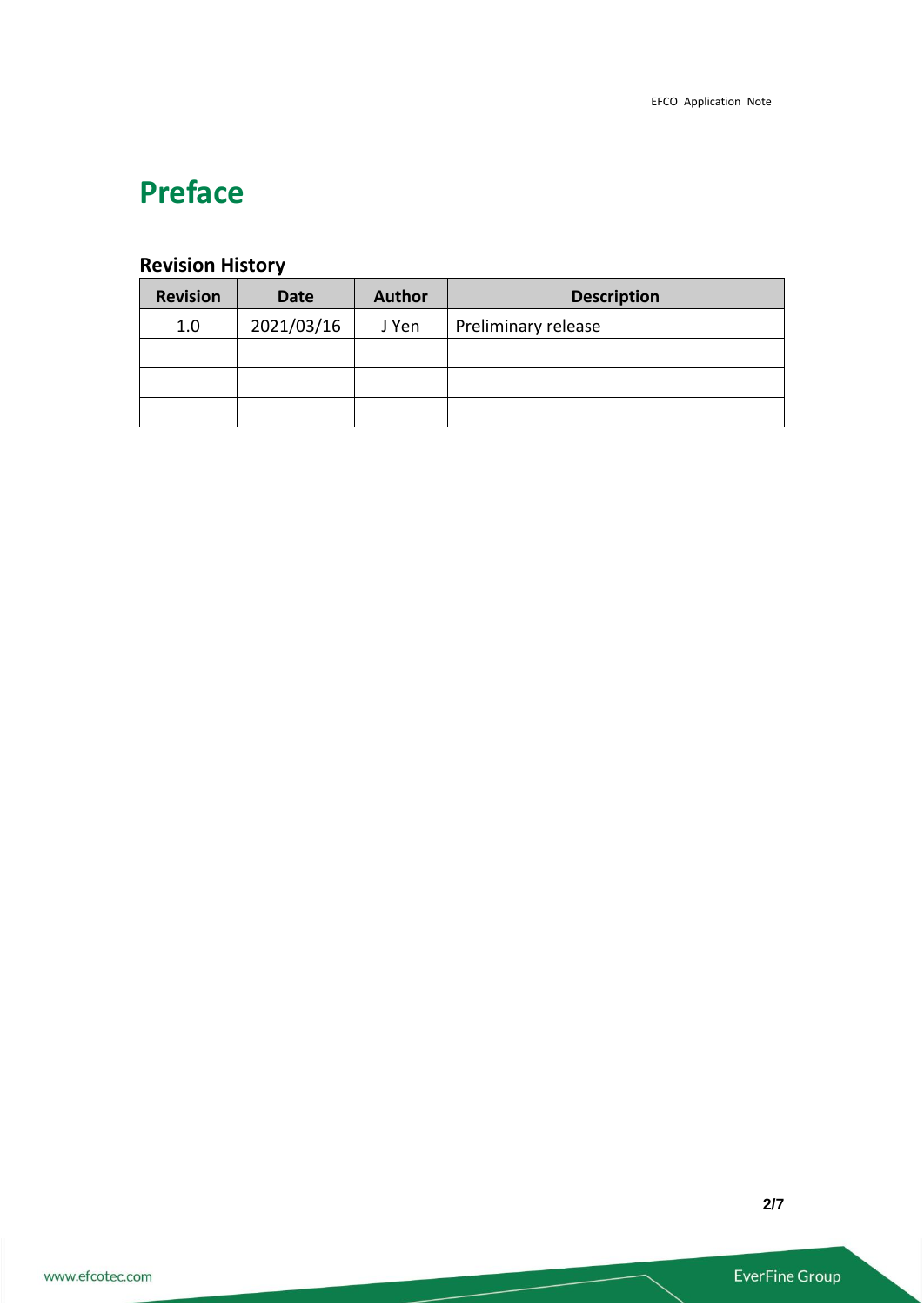# Preface

## Revision History

| Revision | Date | Author | Description |
|---|---|---|---|
| 1.0 | 2021/03/16 | J Yen | Preliminary release |
| | | | |
| | | | |
| | | | |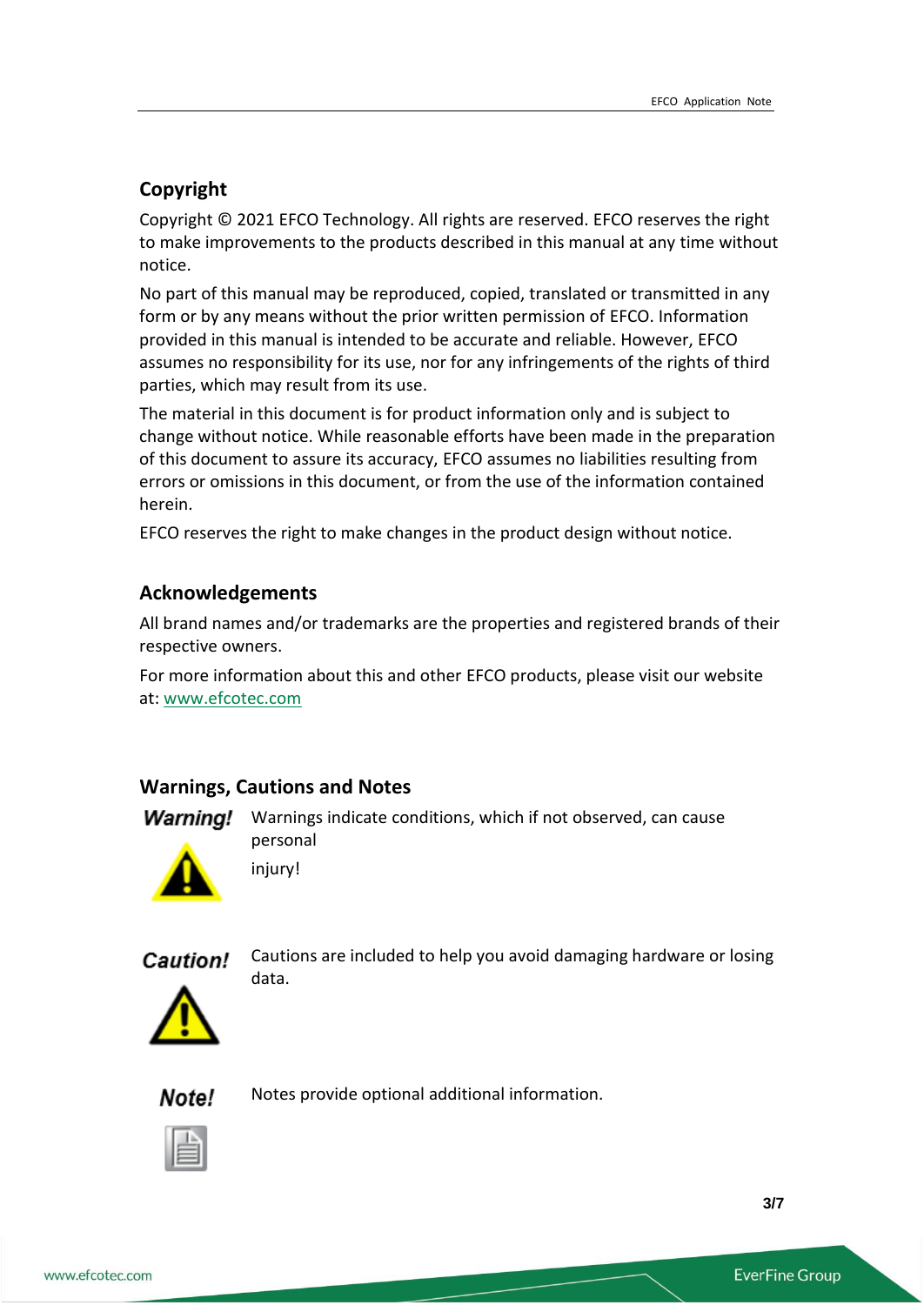## Copyright

Copyright © 2021 EFCO Technology. All rights are reserved. EFCO reserves the right to make improvements to the products described in this manual at any time without notice.

No part of this manual may be reproduced, copied, translated or transmitted in any form or by any means without the prior written permission of EFCO. Information provided in this manual is intended to be accurate and reliable. However, EFCO assumes no responsibility for its use, nor for any infringements of the rights of third parties, which may result from its use.

The material in this document is for product information only and is subject to change without notice. While reasonable efforts have been made in the preparation of this document to assure its accuracy, EFCO assumes no liabilities resulting from errors or omissions in this document, or from the use of the information contained herein.

EFCO reserves the right to make changes in the product design without notice.

## Acknowledgements

All brand names and/or trademarks are the properties and registered brands of their respective owners.

For more information about this and other EFCO products, please visit our website at: [www.efcotec.com](http://www.efcotec.com)

## Warnings, Cautions and Notes

***Warning!*** Warnings indicate conditions, which if not observed, can cause personal injury!

***Caution!*** Cautions are included to help you avoid damaging hardware or losing data.

***Note!*** Notes provide optional additional information.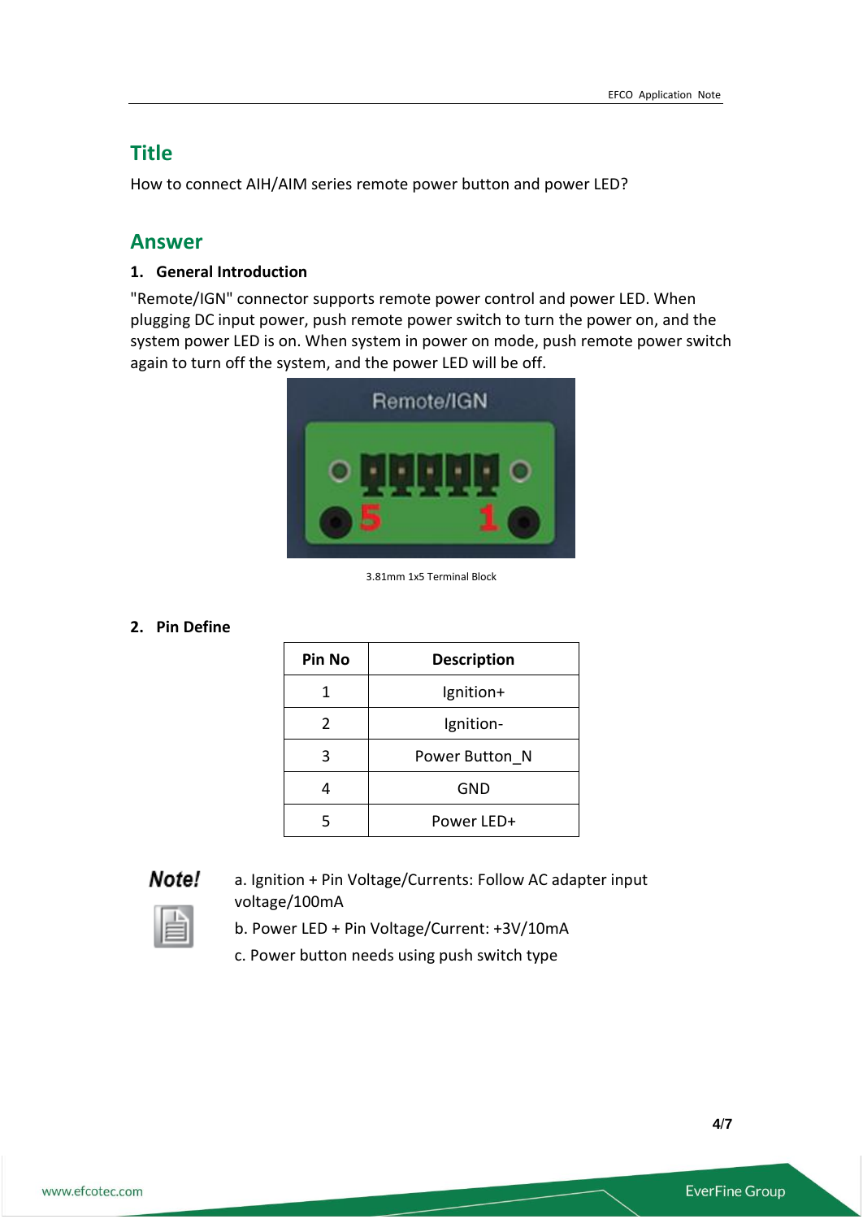## Title

How to connect AIH/AIM series remote power button and power LED?

## Answer

### 1. General Introduction

"Remote/IGN" connector supports remote power control and power LED. When plugging DC input power, push remote power switch to turn the power on, and the system power LED is on. When system in power on mode, push remote power switch again to turn off the system, and the power LED will be off.

3.81mm 1x5 Terminal Block

### 2. Pin Define

| Pin No | Description |
|---|---|
| 1 | Ignition+ |
| 2 | Ignition- |
| 3 | Power Button_N |
| 4 | GND |
| 5 | Power LED+ |

**Note!**

a. Ignition + Pin Voltage/Currents: Follow AC adapter input voltage/100mA

b. Power LED + Pin Voltage/Current: +3V/10mA

c. Power button needs using push switch type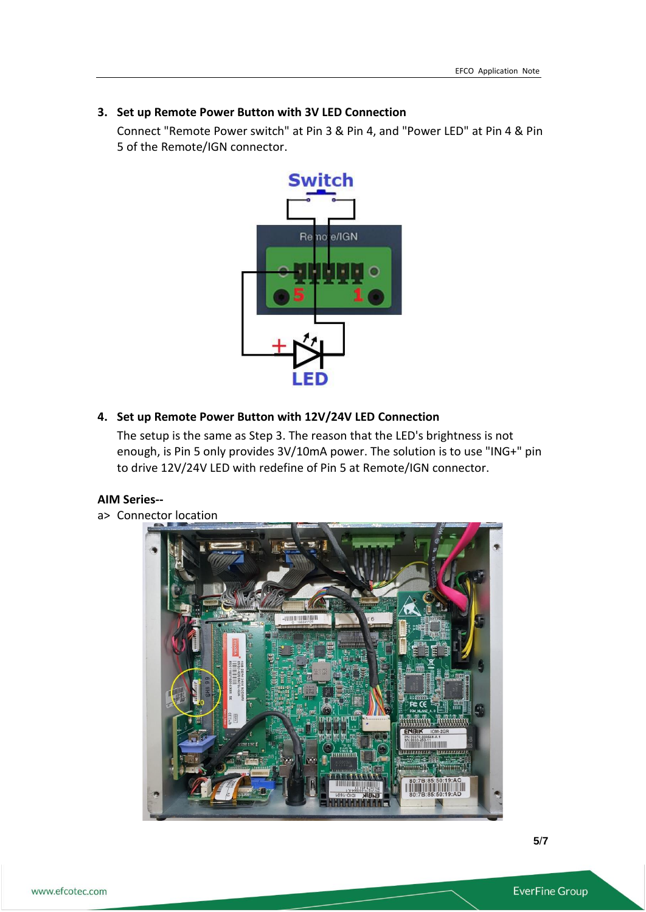3. **Set up Remote Power Button with 3V LED Connection**

   Connect "Remote Power switch" at Pin 3 & Pin 4, and "Power LED" at Pin 4 & Pin 5 of the Remote/IGN connector.

4. **Set up Remote Power Button with 12V/24V LED Connection**

   The setup is the same as Step 3. The reason that the LED's brightness is not enough, is Pin 5 only provides 3V/10mA power. The solution is to use "ING+" pin to drive 12V/24V LED with redefine of Pin 5 at Remote/IGN connector.

**AIM Series--**

a> Connector location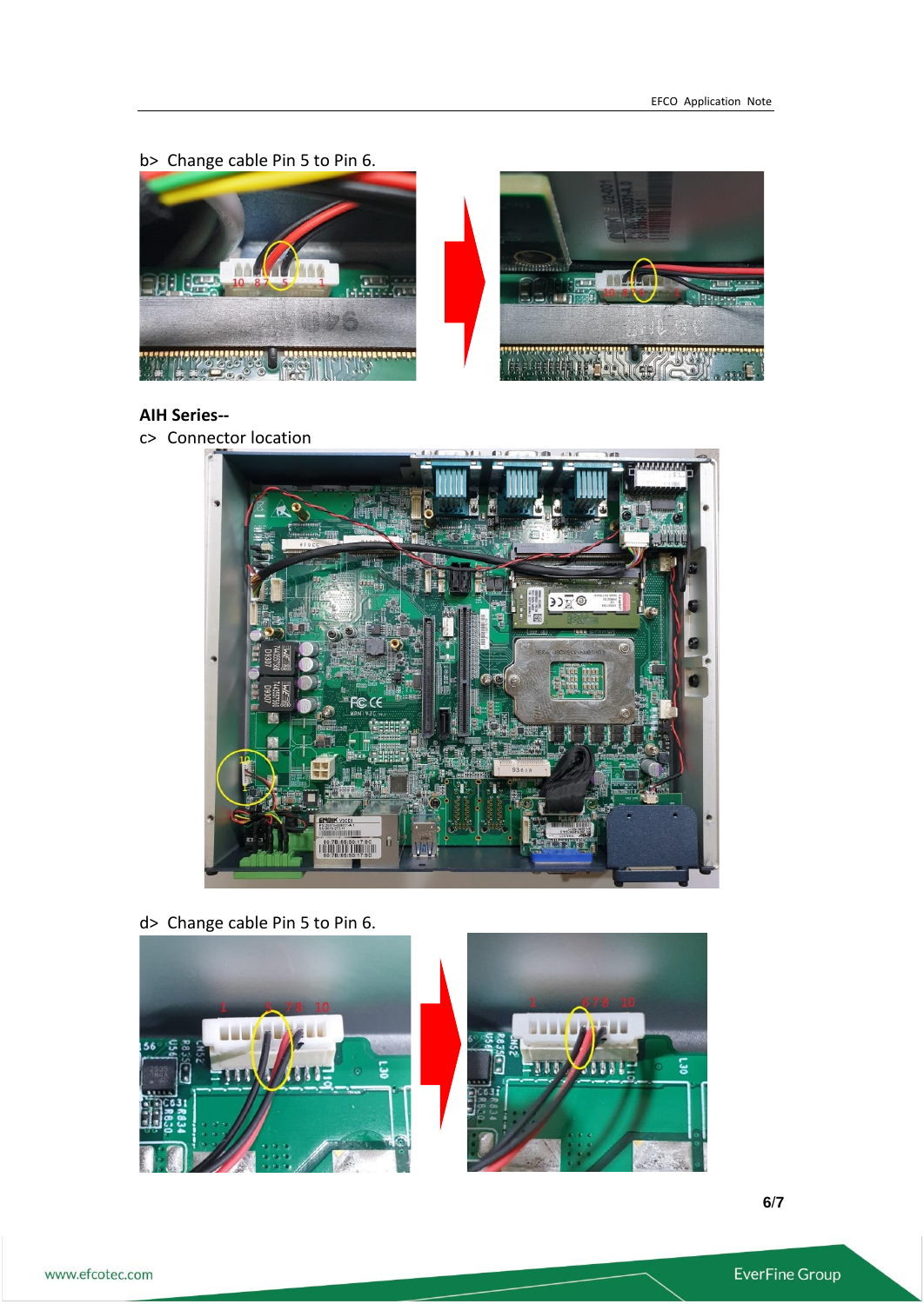b> Change cable Pin 5 to Pin 6.

**AIH Series--**

c> Connector location

d> Change cable Pin 5 to Pin 6.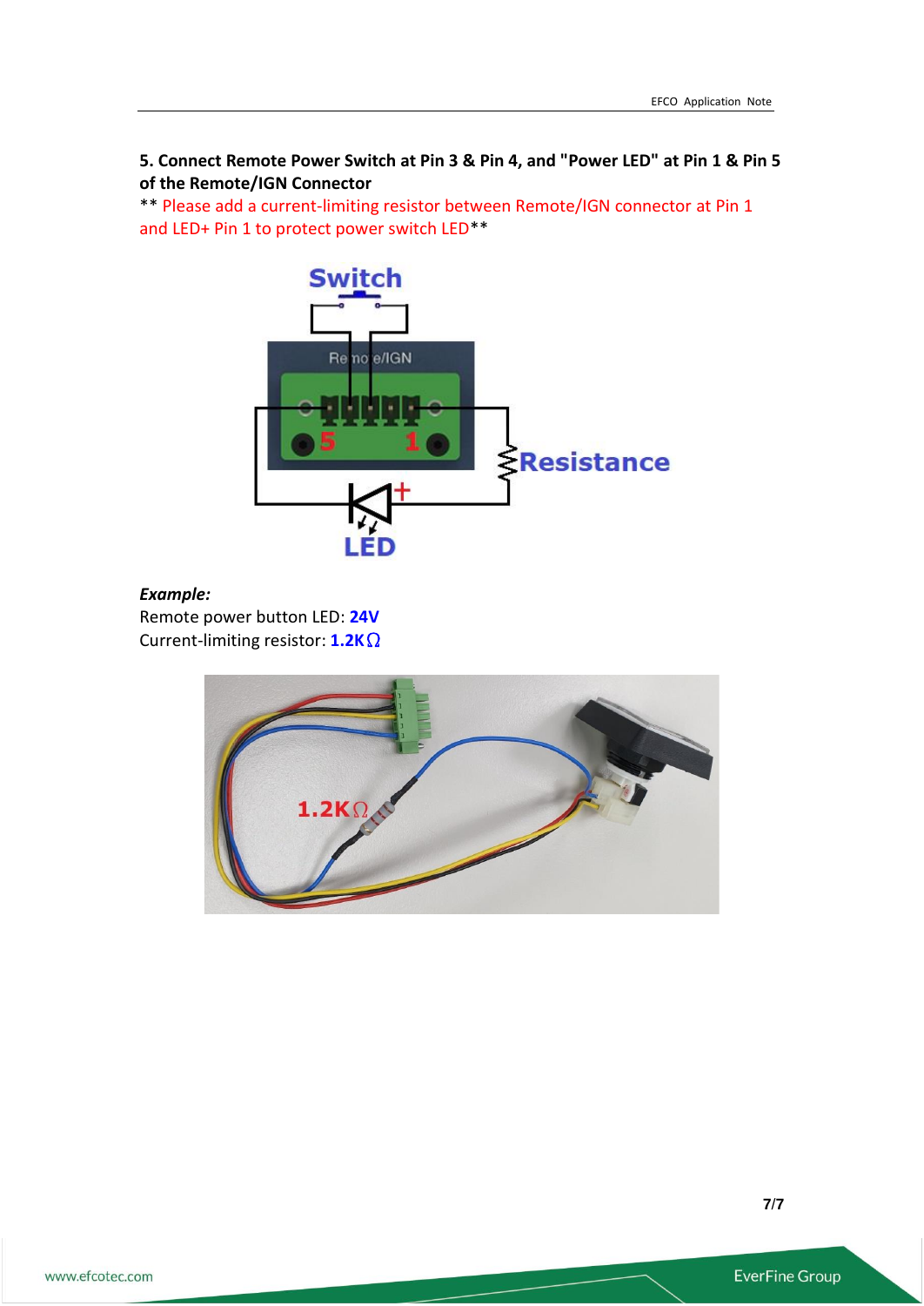**5. Connect Remote Power Switch at Pin 3 & Pin 4, and "Power LED" at Pin 1 & Pin 5 of the Remote/IGN Connector**

** Please add a current-limiting resistor between Remote/IGN connector at Pin 1 and LED+ Pin 1 to protect power switch LED**

Switch

Remote/IGN

5

1

Resistance

LED

***Example:***

Remote power button LED: **24V**

Current-limiting resistor: **1.2KΩ**

1.2KΩ